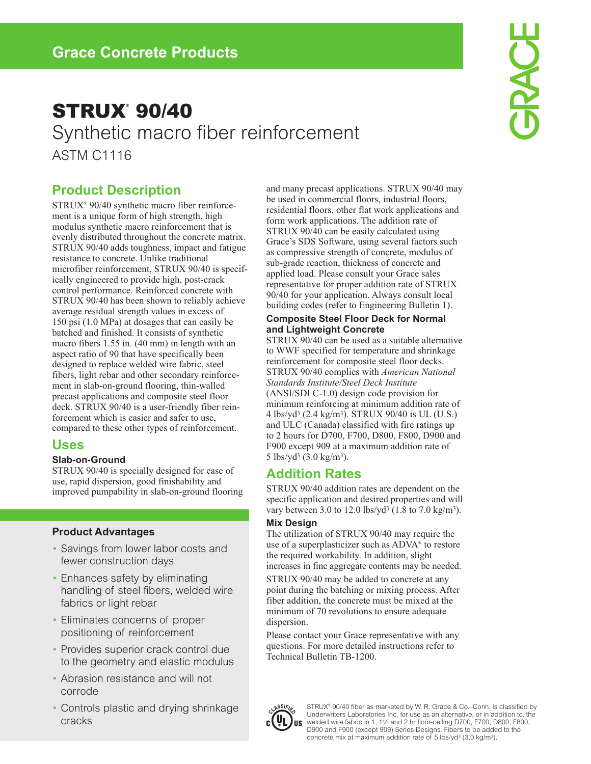Grace Concrete Products

# STRUX® 90/40

## Synthetic macro fiber reinforcement

ASTM C1116

## Product Description

STRUX® 90/40 synthetic macro fiber reinforcement is a unique form of high strength, high modulus synthetic macro reinforcement that is evenly distributed throughout the concrete matrix. STRUX 90/40 adds toughness, impact and fatigue resistance to concrete. Unlike traditional microfiber reinforcement, STRUX 90/40 is specifically engineered to provide high, post-crack control performance. Reinforced concrete with STRUX 90/40 has been shown to reliably achieve average residual strength values in excess of 150 psi (1.0 MPa) at dosages that can easily be batched and finished. It consists of synthetic macro fibers 1.55 in. (40 mm) in length with an aspect ratio of 90 that have specifically been designed to replace welded wire fabric, steel fibers, light rebar and other secondary reinforcement in slab-on-ground flooring, thin-walled precast applications and composite steel floor deck. STRUX 90/40 is a user-friendly fiber reinforcement which is easier and safer to use, compared to these other types of reinforcement.

## Uses

### Slab-on-Ground

STRUX 90/40 is specially designed for ease of use, rapid dispersion, good finishability and improved pumpability in slab-on-ground flooring and many precast applications. STRUX 90/40 may be used in commercial floors, industrial floors, residential floors, other flat work applications and form work applications. The addition rate of STRUX 90/40 can be easily calculated using Grace's SDS Software, using several factors such as compressive strength of concrete, modulus of sub-grade reaction, thickness of concrete and applied load. Please consult your Grace sales representative for proper addition rate of STRUX 90/40 for your application. Always consult local building codes (refer to Engineering Bulletin 1).

### Composite Steel Floor Deck for Normal and Lightweight Concrete

STRUX 90/40 can be used as a suitable alternative to WWF specified for temperature and shrinkage reinforcement for composite steel floor decks. STRUX 90/40 complies with *American National Standards Institute/Steel Deck Institute* (ANSI/SDI C-1.0) design code provision for minimum reinforcing at minimum addition rate of 4 lbs/yd$^3$ (2.4 kg/m$^3$). STRUX 90/40 is UL (U.S.) and ULC (Canada) classified with fire ratings up to 2 hours for D700, F700, D800, F800, D900 and F900 except 909 at a maximum addition rate of 5 lbs/yd$^3$ (3.0 kg/m$^3$).

### Product Advantages

- Savings from lower labor costs and fewer construction days
- Enhances safety by eliminating handling of steel fibers, welded wire fabrics or light rebar
- Eliminates concerns of proper positioning of reinforcement
- Provides superior crack control due to the geometry and elastic modulus
- Abrasion resistance and will not corrode
- Controls plastic and drying shrinkage cracks

## Addition Rates

STRUX 90/40 addition rates are dependent on the specific application and desired properties and will vary between 3.0 to 12.0 lbs/yd$^3$ (1.8 to 7.0 kg/m$^3$).

### Mix Design

The utilization of STRUX 90/40 may require the use of a superplasticizer such as ADVA® to restore the required workability. In addition, slight increases in fine aggregate contents may be needed.

STRUX 90/40 may be added to concrete at any point during the batching or mixing process. After fiber addition, the concrete must be mixed at the minimum of 70 revolutions to ensure adequate dispersion.

Please contact your Grace representative with any questions. For more detailed instructions refer to Technical Bulletin TB-1200.

STRUX® 90/40 fiber as marketed by W. R. Grace & Co.–Conn. is classified by Underwriters Laboratories Inc. for use as an alternative, or in addition to, the welded wire fabric in 1, 1½ and 2 hr floor-ceiling D700, F700, D800, F800, D900 and F900 (except 909) Series Designs. Fibers to be added to the concrete mix at maximum addition rate of 5 lbs/yd$^3$ (3.0 kg/m$^3$).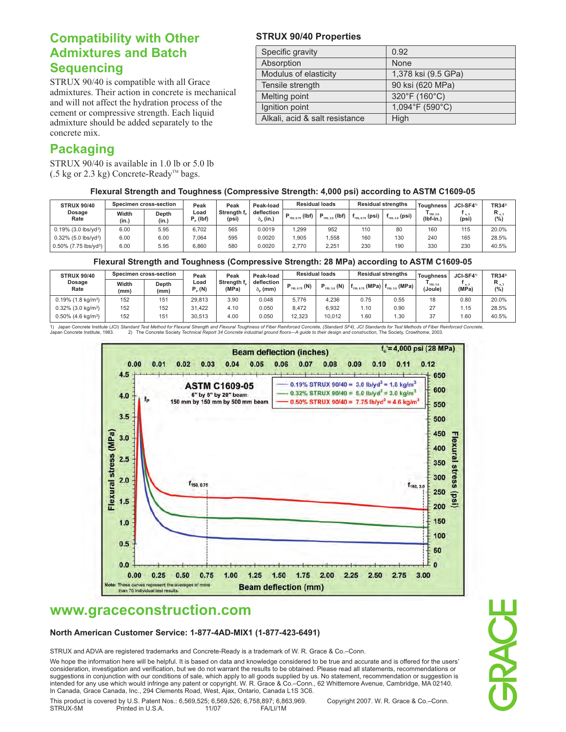## Compatibility with Other Admixtures and Batch Sequencing

STRUX 90/40 is compatible with all Grace admixtures. Their action in concrete is mechanical and will not affect the hydration process of the cement or compressive strength. Each liquid admixture should be added separately to the concrete mix.

## Packaging

STRUX 90/40 is available in 1.0 lb or 5.0 lb (.5 kg or 2.3 kg) Concrete-Ready™ bags.

### STRUX 90/40 Properties

| | |
|---|---|
| Specific gravity | 0.92 |
| Absorption | None |
| Modulus of elasticity | 1,378 ksi (9.5 GPa) |
| Tensile strength | 90 ksi (620 MPa) |
| Melting point | 320°F (160°C) |
| Ignition point | 1,094°F (590°C) |
| Alkali, acid & salt resistance | High |

### Flexural Strength and Toughness (Compressive Strength: 4,000 psi) according to ASTM C1609-05

| STRUX 90/40 Dosage Rate | Specimen cross-section | | Peak Load $P_P$ (lbf) | Peak Strength $f_P$ (psi) | Peak-load deflection $\delta_P$ (in.) | Residual loads | | Residual strengths | | Toughness | JCI-SF4[1] | TR34[2] |
|---|---|---|---|---|---|---|---|---|---|---|---|---|
| | Width (in.) | Depth (in.) | | | | $P_{150, 0.75}$ (lbf) | $P_{150, 3.0}$ (lbf) | $f_{150, 0.75}$ (psi) | $f_{150, 3.0}$ (psi) | $T_{150, 3.0}$ (lbf-in.) | $f_{e,3}$ (psi) | $R_{e,3}$ (%) |
| 0.19% (3.0 lbs/yd³) | 6.00 | 5.95 | 6,702 | 565 | 0.0019 | 1,299 | 952 | 110 | 80 | 160 | 115 | 20.0% |
| 0.32% (5.0 lbs/yd³) | 6.00 | 6.00 | 7,064 | 595 | 0.0020 | 1,905 | 1,558 | 160 | 130 | 240 | 165 | 28.5% |
| 0.50% (7.75 lbs/yd³) | 6.00 | 5.95 | 6,860 | 580 | 0.0020 | 2,770 | 2,251 | 230 | 190 | 330 | 230 | 40.5% |

### Flexural Strength and Toughness (Compressive Strength: 28 MPa) according to ASTM C1609-05

| STRUX 90/40 Dosage Rate | Specimen cross-section | | Peak Load $P_P$ (N) | Peak Strength $f_P$ (MPa) | Peak-load deflection $\delta_P$ (mm) | Residual loads | | Residual strengths | | Toughness | JCI-SF4[1] | TR34[2] |
|---|---|---|---|---|---|---|---|---|---|---|---|---|
| | Width (mm) | Depth (mm) | | | | $P_{150, 0.75}$ (N) | $P_{150, 3.0}$ (N) | $f_{150, 0.75}$ (MPa) | $f_{150, 3.0}$ (MPa) | $T_{150, 3.0}$ (Joule) | $f_{e,3}$ (MPa) | $R_{e,3}$ (%) |
| 0.19% (1.8 kg/m³) | 152 | 151 | 29,813 | 3.90 | 0.048 | 5,776 | 4,236 | 0.75 | 0.55 | 18 | 0.80 | 20.0% |
| 0.32% (3.0 kg/m³) | 152 | 152 | 31,422 | 4.10 | 0.050 | 8,472 | 6,932 | 1.10 | 0.90 | 27 | 1.15 | 28.5% |
| 0.50% (4.6 kg/m³) | 152 | 151 | 30,513 | 4.00 | 0.050 | 12,323 | 10,012 | 1.60 | 1.30 | 37 | 1.60 | 40.5% |

1) Japan Concrete Institute (JCI) *Standard Test Method for Flexural Strength and Flexural Toughness of Fiber Reinforced Concrete, (Standard SF4), JCI Standards for Test Methods of Fiber Reinforced Concrete*, Japan Concrete Institute, 1983. 2) The Concrete Society *Technical Report 34 Concrete industrial ground floors—A guide to their design and construction*, The Society, Crowthome, 2003.

Beam deflection (inches)

$f_c'$ = 4,000 psi (28 MPa)

ASTM C1609-05

6" by 6" by 20" beam

150 mm by 150 mm by 500 mm beam

0.19% STRUX 90/40 = 3.0 lb/yd³ = 1.8 kg/m³

0.32% STRUX 90/40 = 5.0 lb/yd³ = 3.0 kg/m³

0.50% STRUX 90/40 = 7.75 lb/yd³ = 4.6 kg/m³

$f_P$

$f_{150, 0.75}$

$f_{150, 3.0}$

Flexural stress (MPa)

Flexural stress (psi)

Beam deflection (mm)

Note: These curves represent the averages of more than 75 individual test results.

**www.graceconstruction.com**

**North American Customer Service: 1-877-4AD-MIX1 (1-877-423-6491)**

STRUX and ADVA are registered trademarks and Concrete-Ready is a trademark of W. R. Grace & Co.–Conn.

We hope the information here will be helpful. It is based on data and knowledge considered to be true and accurate and is offered for the users' consideration, investigation and verification, but we do not warrant the results to be obtained. Please read all statements, recommendations or suggestions in conjunction with our conditions of sale, which apply to all goods supplied by us. No statement, recommendation or suggestion is intended for any use which would infringe any patent or copyright. W. R. Grace & Co.–Conn., 62 Whittemore Avenue, Cambridge, MA 02140. In Canada, Grace Canada, Inc., 294 Clements Road, West, Ajax, Ontario, Canada L1S 3C6.

This product is covered by U.S. Patent Nos.: 6,569,525; 6,569,526; 6,758,897; 6,863,969. Copyright 2007. W. R. Grace & Co.–Conn.

STRUX-5M Printed in U.S.A. 11/07 FA/LI/1M

GRACE